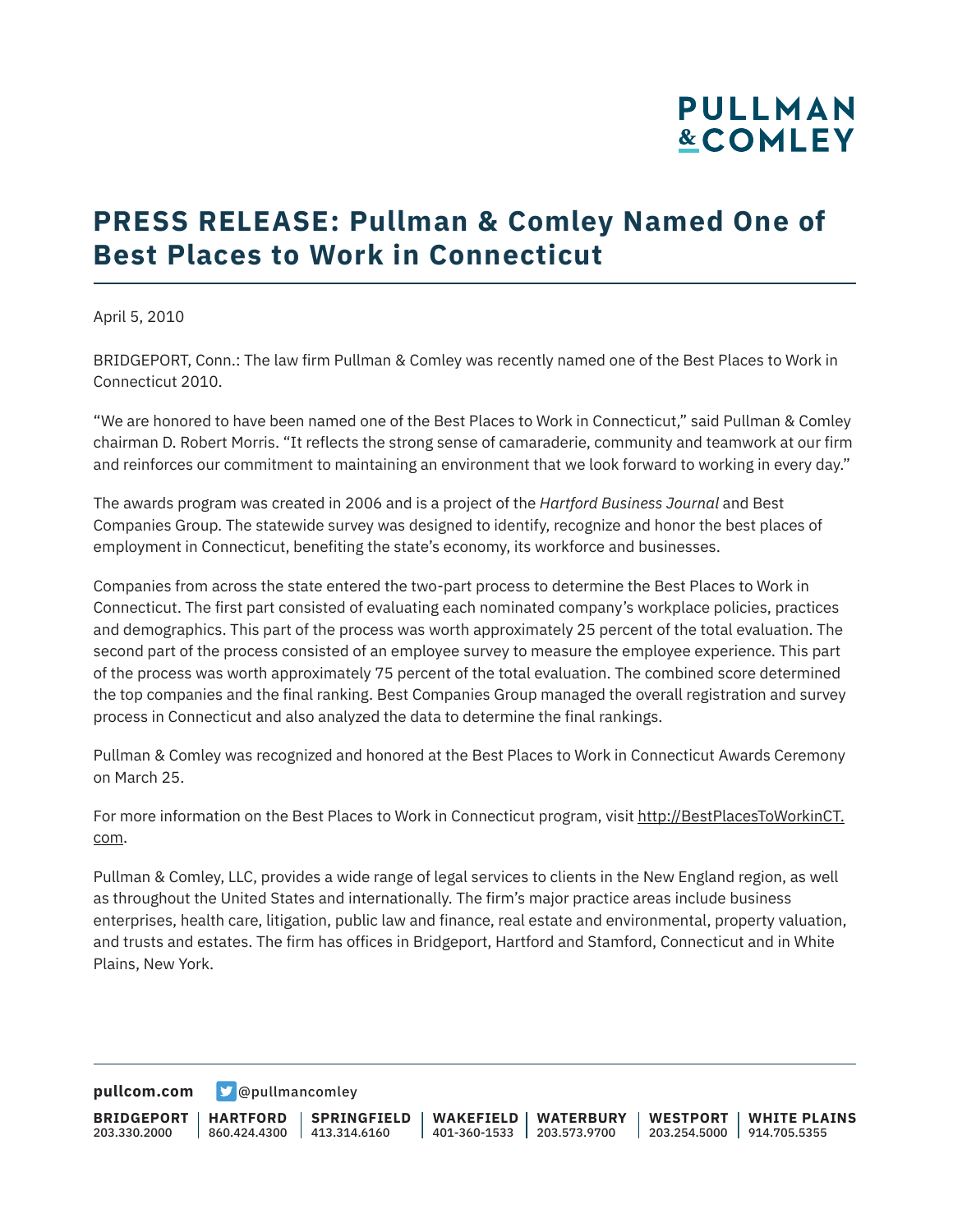# PRESS RELEASE: Pullman & Comley Named One of Best Places to Work in Connecticut

April 5, 2010

BRIDGEPORT, Conn.: The law firm Pullman & Comley was recently named one of the Best Places to Work in Connecticut 2010.

"We are honored to have been named one of the Best Places to Work in Connecticut," said Pullman & Comley chairman D. Robert Morris. "It reflects the strong sense of camaraderie, community and teamwork at our firm and reinforces our commitment to maintaining an environment that we look forward to working in every day."

The awards program was created in 2006 and is a project of the *Hartford Business Journal* and Best Companies Group. The statewide survey was designed to identify, recognize and honor the best places of employment in Connecticut, benefiting the state's economy, its workforce and businesses.

Companies from across the state entered the two-part process to determine the Best Places to Work in Connecticut. The first part consisted of evaluating each nominated company's workplace policies, practices and demographics. This part of the process was worth approximately 25 percent of the total evaluation. The second part of the process consisted of an employee survey to measure the employee experience. This part of the process was worth approximately 75 percent of the total evaluation. The combined score determined the top companies and the final ranking. Best Companies Group managed the overall registration and survey process in Connecticut and also analyzed the data to determine the final rankings.

Pullman & Comley was recognized and honored at the Best Places to Work in Connecticut Awards Ceremony on March 25.

For more information on the Best Places to Work in Connecticut program, visit http://BestPlacesToWorkinCT.com.

Pullman & Comley, LLC, provides a wide range of legal services to clients in the New England region, as well as throughout the United States and internationally. The firm's major practice areas include business enterprises, health care, litigation, public law and finance, real estate and environmental, property valuation, and trusts and estates. The firm has offices in Bridgeport, Hartford and Stamford, Connecticut and in White Plains, New York.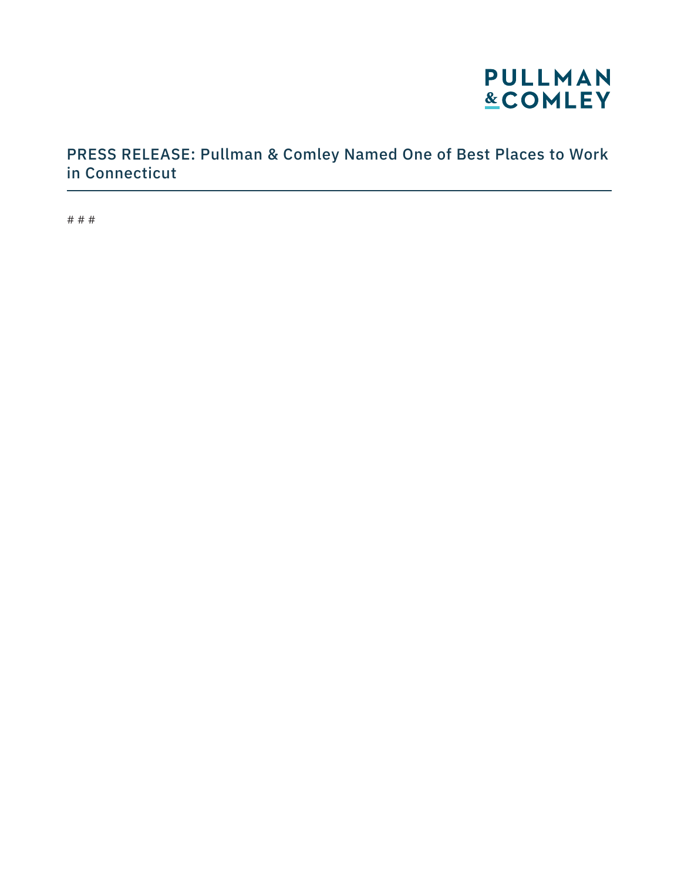PRESS RELEASE: Pullman & Comley Named One of Best Places to Work in Connecticut

# # #